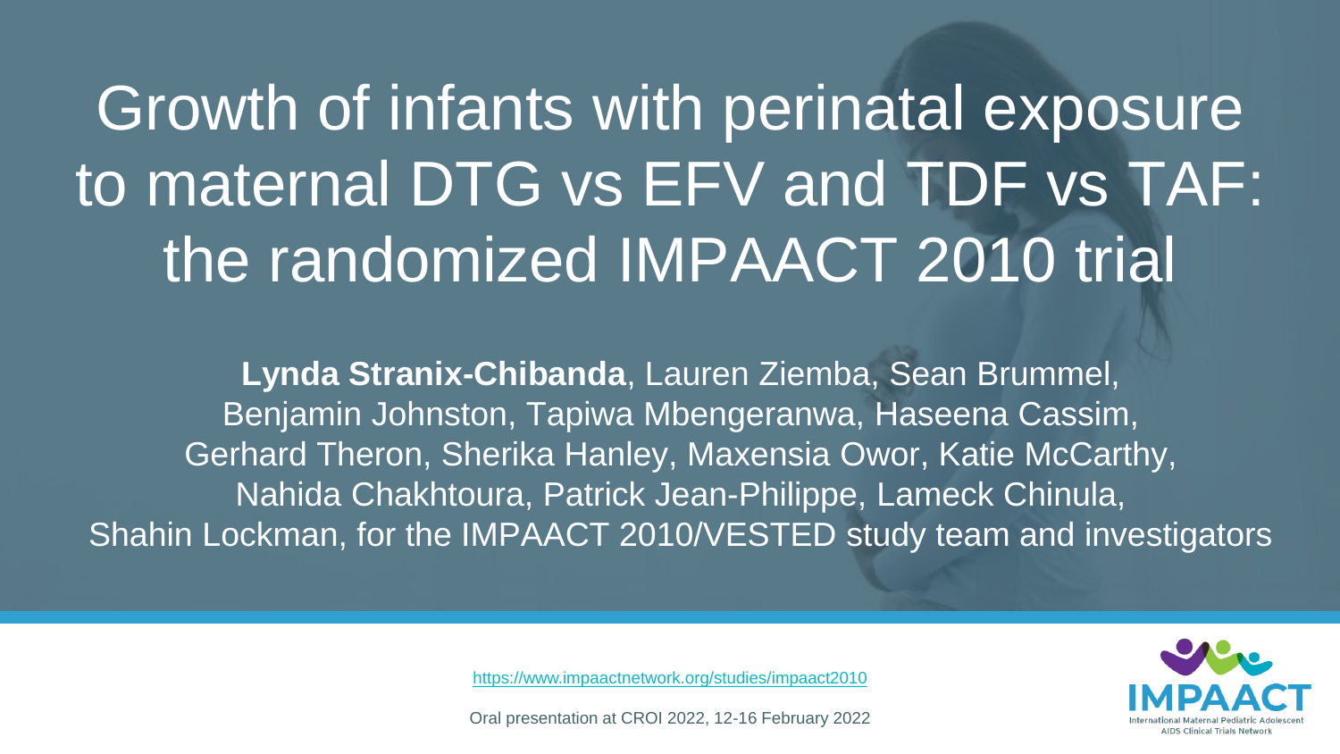# Growth of infants with perinatal exposure to maternal DTG vs EFV and TDF vs TAF: the randomized IMPAACT 2010 trial

**Lynda Stranix-Chibanda**, Lauren Ziemba, Sean Brummel, Benjamin Johnston, Tapiwa Mbengeranwa, Haseena Cassim, Gerhard Theron, Sherika Hanley, Maxensia Owor, Katie McCarthy, Nahida Chakhtoura, Patrick Jean-Philippe, Lameck Chinula, Shahin Lockman, for the IMPAACT 2010/VESTED study team and investigators

https://www.impaactnetwork.org/studies/impaact2010

Oral presentation at CROI 2022, 12-16 February 2022

IMPAACT
International Maternal Pediatric Adolescent AIDS Clinical Trials Network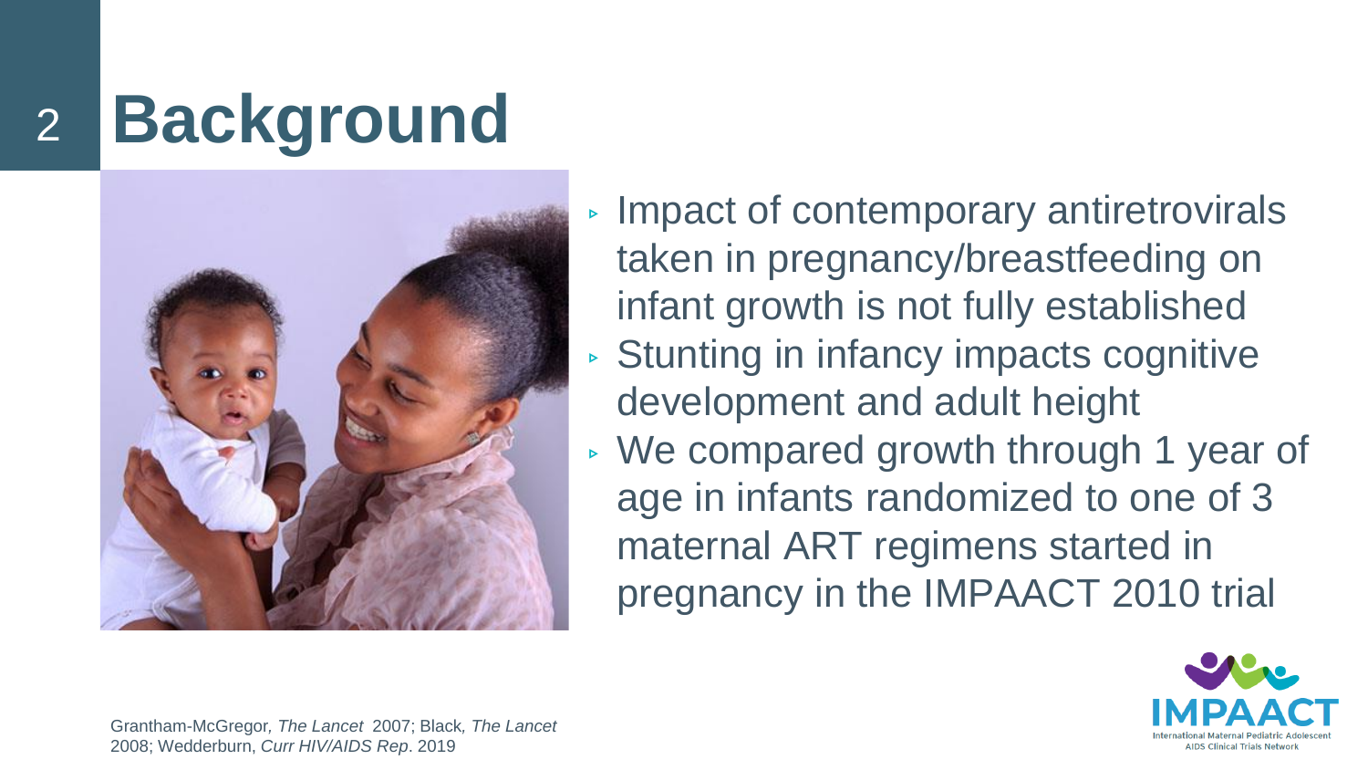# Background

- Impact of contemporary antiretrovirals taken in pregnancy/breastfeeding on infant growth is not fully established
- Stunting in infancy impacts cognitive development and adult height
- We compared growth through 1 year of age in infants randomized to one of 3 maternal ART regimens started in pregnancy in the IMPAACT 2010 trial

Grantham-McGregor, *The Lancet* 2007; Black, *The Lancet* 2008; Wedderburn, *Curr HIV/AIDS Rep*. 2019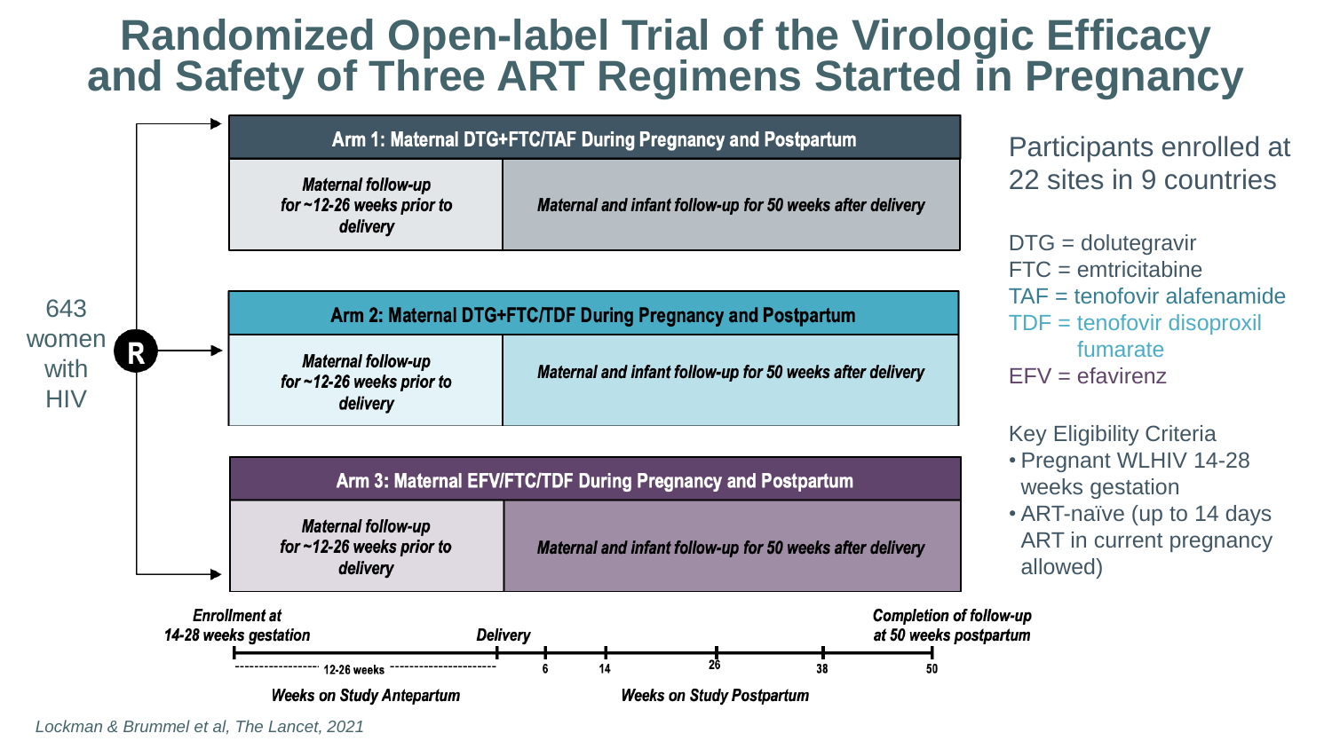# Randomized Open-label Trial of the Virologic Efficacy and Safety of Three ART Regimens Started in Pregnancy

643 women with HIV → **R**

**Arm 1: Maternal DTG+FTC/TAF During Pregnancy and Postpartum**

- *Maternal follow-up for ~12-26 weeks prior to delivery*
- *Maternal and infant follow-up for 50 weeks after delivery*

**Arm 2: Maternal DTG+FTC/TDF During Pregnancy and Postpartum**

- *Maternal follow-up for ~12-26 weeks prior to delivery*
- *Maternal and infant follow-up for 50 weeks after delivery*

**Arm 3: Maternal EFV/FTC/TDF During Pregnancy and Postpartum**

- *Maternal follow-up for ~12-26 weeks prior to delivery*
- *Maternal and infant follow-up for 50 weeks after delivery*

*Enrollment at 14-28 weeks gestation* — 12-26 weeks — *Delivery* — 6 — 14 — 26 — 38 — 50 — *Completion of follow-up at 50 weeks postpartum*

*Weeks on Study Antepartum* | *Weeks on Study Postpartum*

Participants enrolled at 22 sites in 9 countries

DTG = dolutegravir
FTC = emtricitabine
TAF = tenofovir alafenamide
TDF = tenofovir disoproxil fumarate
EFV = efavirenz

Key Eligibility Criteria

- Pregnant WLHIV 14-28 weeks gestation
- ART-naïve (up to 14 days ART in current pregnancy allowed)

*Lockman & Brummel et al, The Lancet, 2021*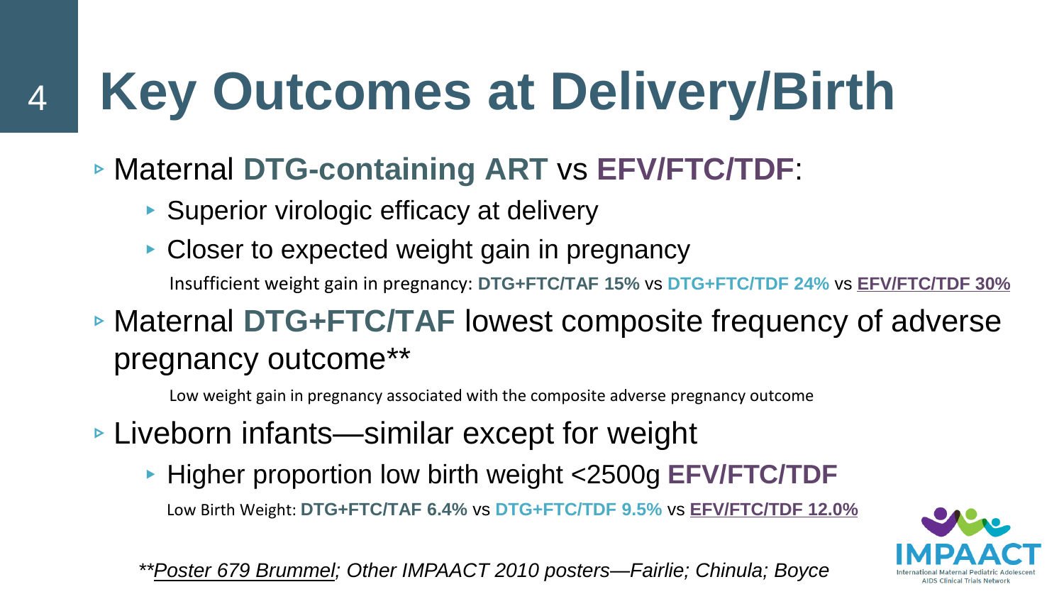# Key Outcomes at Delivery/Birth

- Maternal **DTG-containing ART** vs **EFV/FTC/TDF**:
  - Superior virologic efficacy at delivery
  - Closer to expected weight gain in pregnancy

    Insufficient weight gain in pregnancy: **DTG+FTC/TAF 15%** vs **DTG+FTC/TDF 24%** vs **EFV/FTC/TDF 30%**

- Maternal **DTG+FTC/TAF** lowest composite frequency of adverse pregnancy outcome**

  Low weight gain in pregnancy associated with the composite adverse pregnancy outcome

- Liveborn infants—similar except for weight
  - Higher proportion low birth weight <2500g **EFV/FTC/TDF**

    Low Birth Weight: **DTG+FTC/TAF 6.4%** vs **DTG+FTC/TDF 9.5%** vs **EFV/FTC/TDF 12.0%**

*\*\*Poster 679 Brummel; Other IMPAACT 2010 posters—Fairlie; Chinula; Boyce*

IMPAACT International Maternal Pediatric Adolescent AIDS Clinical Trials Network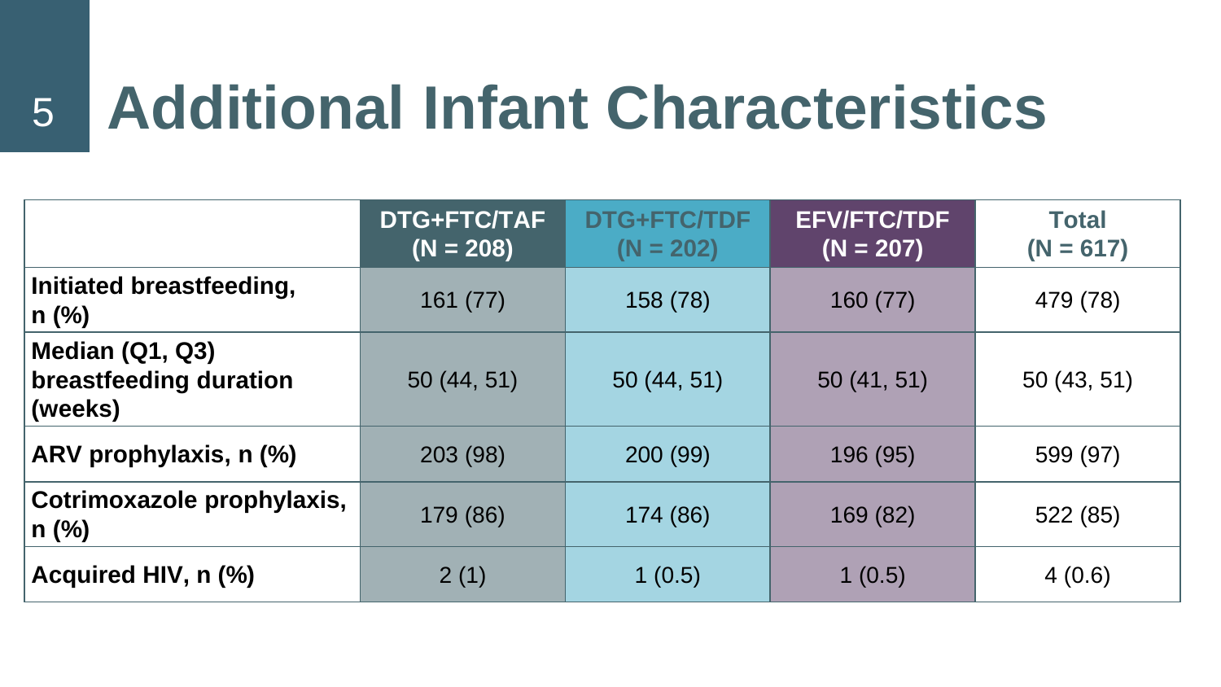# Additional Infant Characteristics

| | DTG+FTC/TAF (N = 208) | DTG+FTC/TDF (N = 202) | EFV/FTC/TDF (N = 207) | Total (N = 617) |
|---|---|---|---|---|
| **Initiated breastfeeding, n (%)** | 161 (77) | 158 (78) | 160 (77) | 479 (78) |
| **Median (Q1, Q3) breastfeeding duration (weeks)** | 50 (44, 51) | 50 (44, 51) | 50 (41, 51) | 50 (43, 51) |
| **ARV prophylaxis, n (%)** | 203 (98) | 200 (99) | 196 (95) | 599 (97) |
| **Cotrimoxazole prophylaxis, n (%)** | 179 (86) | 174 (86) | 169 (82) | 522 (85) |
| **Acquired HIV, n (%)** | 2 (1) | 1 (0.5) | 1 (0.5) | 4 (0.6) |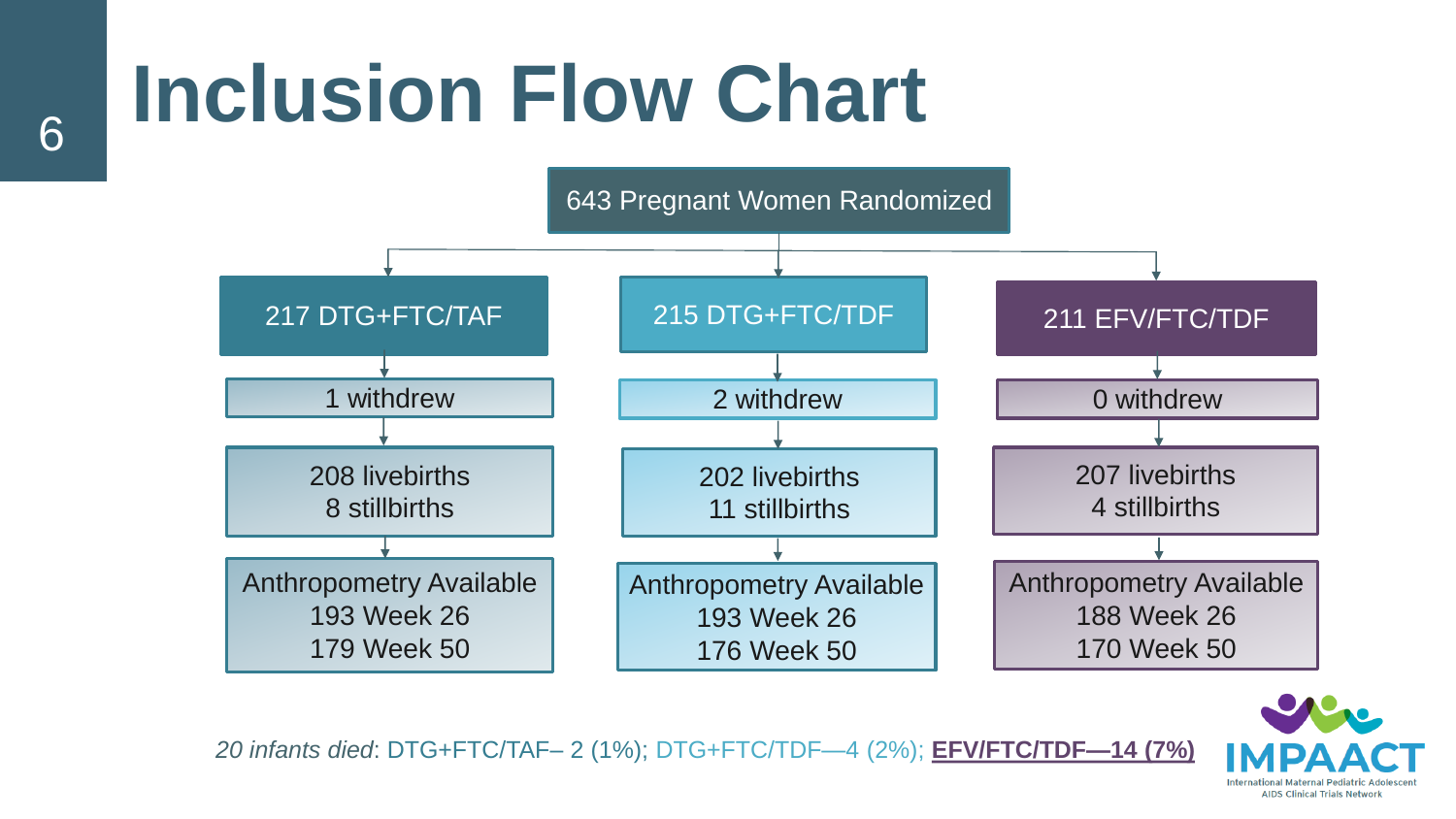# Inclusion Flow Chart

643 Pregnant Women Randomized

| 217 DTG+FTC/TAF | 215 DTG+FTC/TDF | 211 EFV/FTC/TDF |
| --- | --- | --- |
| 1 withdrew | 2 withdrew | 0 withdrew |
| 208 livebirths<br>8 stillbirths | 202 livebirths<br>11 stillbirths | 207 livebirths<br>4 stillbirths |
| Anthropometry Available<br>193 Week 26<br>179 Week 50 | Anthropometry Available<br>193 Week 26<br>176 Week 50 | Anthropometry Available<br>188 Week 26<br>170 Week 50 |

*20 infants died*: DTG+FTC/TAF– 2 (1%); DTG+FTC/TDF—4 (2%); **EFV/FTC/TDF—14 (7%)**

IMPAACT
International Maternal Pediatric Adolescent AIDS Clinical Trials Network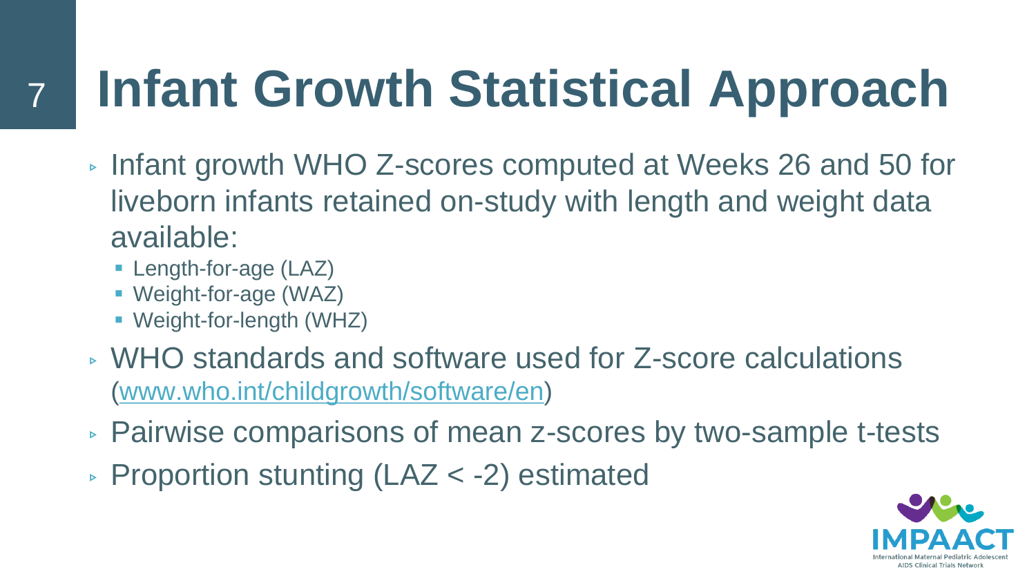# Infant Growth Statistical Approach

- Infant growth WHO Z-scores computed at Weeks 26 and 50 for liveborn infants retained on-study with length and weight data available:
  - Length-for-age (LAZ)
  - Weight-for-age (WAZ)
  - Weight-for-length (WHZ)
- WHO standards and software used for Z-score calculations ([www.who.int/childgrowth/software/en](www.who.int/childgrowth/software/en))
- Pairwise comparisons of mean z-scores by two-sample t-tests
- Proportion stunting (LAZ < -2) estimated

IMPAACT
International Maternal Pediatric Adolescent AIDS Clinical Trials Network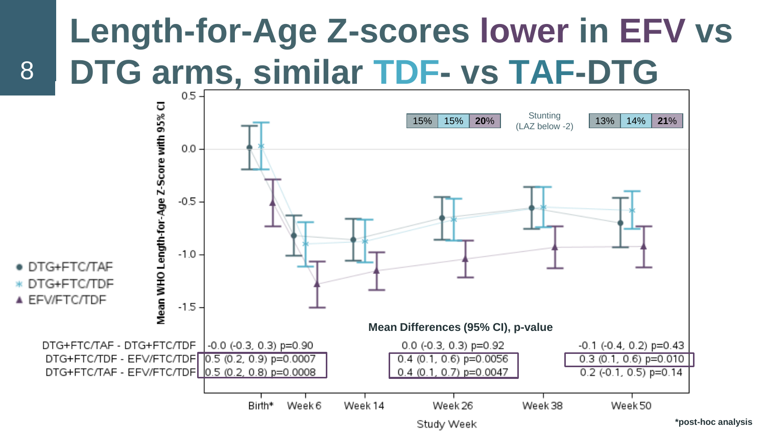# Length-for-Age Z-scores lower in EFV vs DTG arms, similar TDF- vs TAF-DTG

Stunting (LAZ below -2)

| | DTG+FTC/TAF | DTG+FTC/TDF | EFV/FTC/TDF |
|---|---|---|---|
| Week 26 | 15% | 15% | **20%** |
| Week 50 | 13% | 14% | **21%** |

**Mean Differences (95% CI), p-value**

| | Birth* | Week 26 | Week 50 |
|---|---|---|---|
| DTG+FTC/TAF - DTG+FTC/TDF | -0.0 (-0.3, 0.3) p=0.90 | 0.0 (-0.3, 0.3) p=0.92 | -0.1 (-0.4, 0.2) p=0.43 |
| DTG+FTC/TDF - EFV/FTC/TDF | 0.5 (0.2, 0.9) p=0.0007 | 0.4 (0.1, 0.6) p=0.0056 | 0.3 (0.1, 0.6) p=0.010 |
| DTG+FTC/TAF - EFV/FTC/TDF | 0.5 (0.2, 0.8) p=0.0008 | 0.4 (0.1, 0.7) p=0.0047 | 0.2 (-0.1, 0.5) p=0.14 |

*post-hoc analysis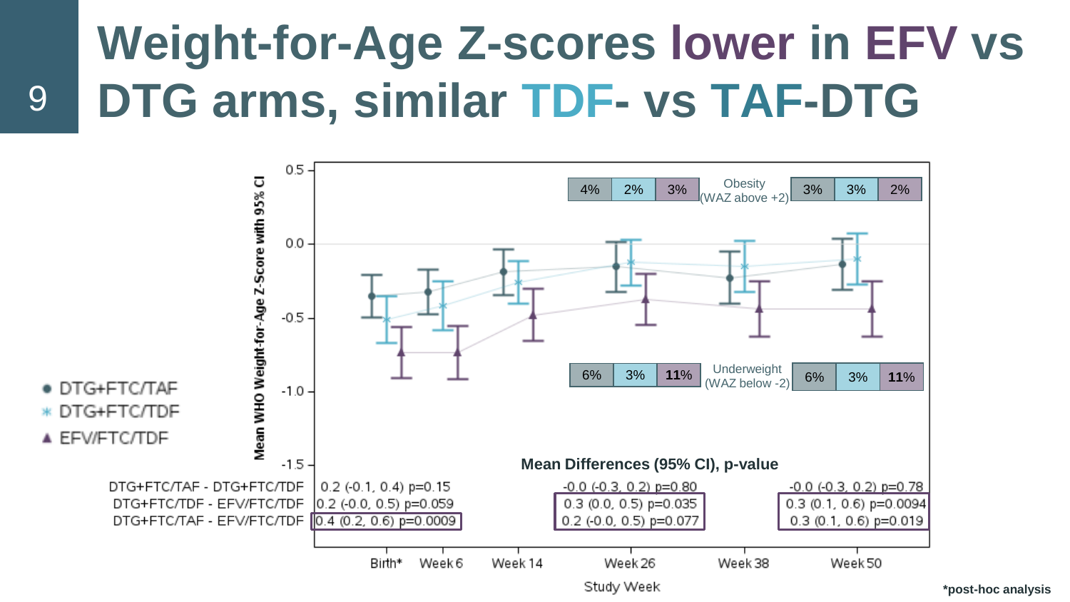# Weight-for-Age Z-scores lower in EFV vs DTG arms, similar TDF- vs TAF-DTG

- DTG+FTC/TAF
- DTG+FTC/TDF
- EFV/FTC/TDF

Mean WHO Weight-for-Age Z-Score with 95% CI

| | DTG+FTC/TAF | DTG+FTC/TDF | EFV/FTC/TDF |
|---|---|---|---|
| Obesity (WAZ above +2), Week 26 | 4% | 2% | 3% |
| Obesity (WAZ above +2), Week 50 | 3% | 3% | 2% |
| Underweight (WAZ below -2), Week 26 | 6% | 3% | **11**% |
| Underweight (WAZ below -2), Week 50 | 6% | 3% | **11**% |

**Mean Differences (95% CI), p-value**

| | Birth* | Week 26 | Week 50 |
|---|---|---|---|
| DTG+FTC/TAF - DTG+FTC/TDF | 0.2 (-0.1, 0.4) p=0.15 | -0.0 (-0.3, 0.2) p=0.80 | -0.0 (-0.3, 0.2) p=0.78 |
| DTG+FTC/TDF - EFV/FTC/TDF | 0.2 (-0.0, 0.5) p=0.059 | 0.3 (0.0, 0.5) p=0.035 | 0.3 (0.1, 0.6) p=0.0094 |
| DTG+FTC/TAF - EFV/FTC/TDF | 0.4 (0.2, 0.6) p=0.0009 | 0.2 (-0.0, 0.5) p=0.077 | 0.3 (0.1, 0.6) p=0.019 |

Study Week: Birth*, Week 6, Week 14, Week 26, Week 38, Week 50

***post-hoc analysis**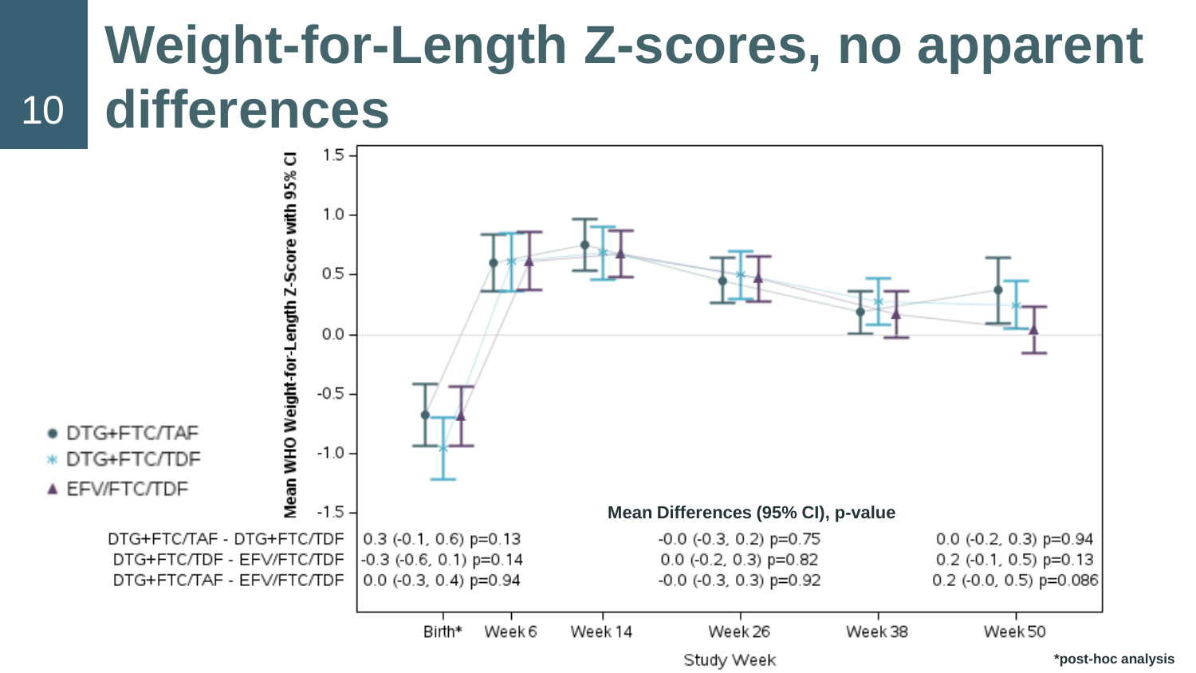# Weight-for-Length Z-scores, no apparent differences

Mean Differences (95% CI), p-value

| | Birth* | Week 26 | Week 50 |
|---|---|---|---|
| DTG+FTC/TAF - DTG+FTC/TDF | 0.3 (-0.1, 0.6) p=0.13 | -0.0 (-0.3, 0.2) p=0.75 | 0.0 (-0.2, 0.3) p=0.94 |
| DTG+FTC/TDF - EFV/FTC/TDF | -0.3 (-0.6, 0.1) p=0.14 | 0.0 (-0.2, 0.3) p=0.82 | 0.2 (-0.1, 0.5) p=0.13 |
| DTG+FTC/TAF - EFV/FTC/TDF | 0.0 (-0.3, 0.4) p=0.94 | -0.0 (-0.3, 0.3) p=0.92 | 0.2 (-0.0, 0.5) p=0.086 |

*post-hoc analysis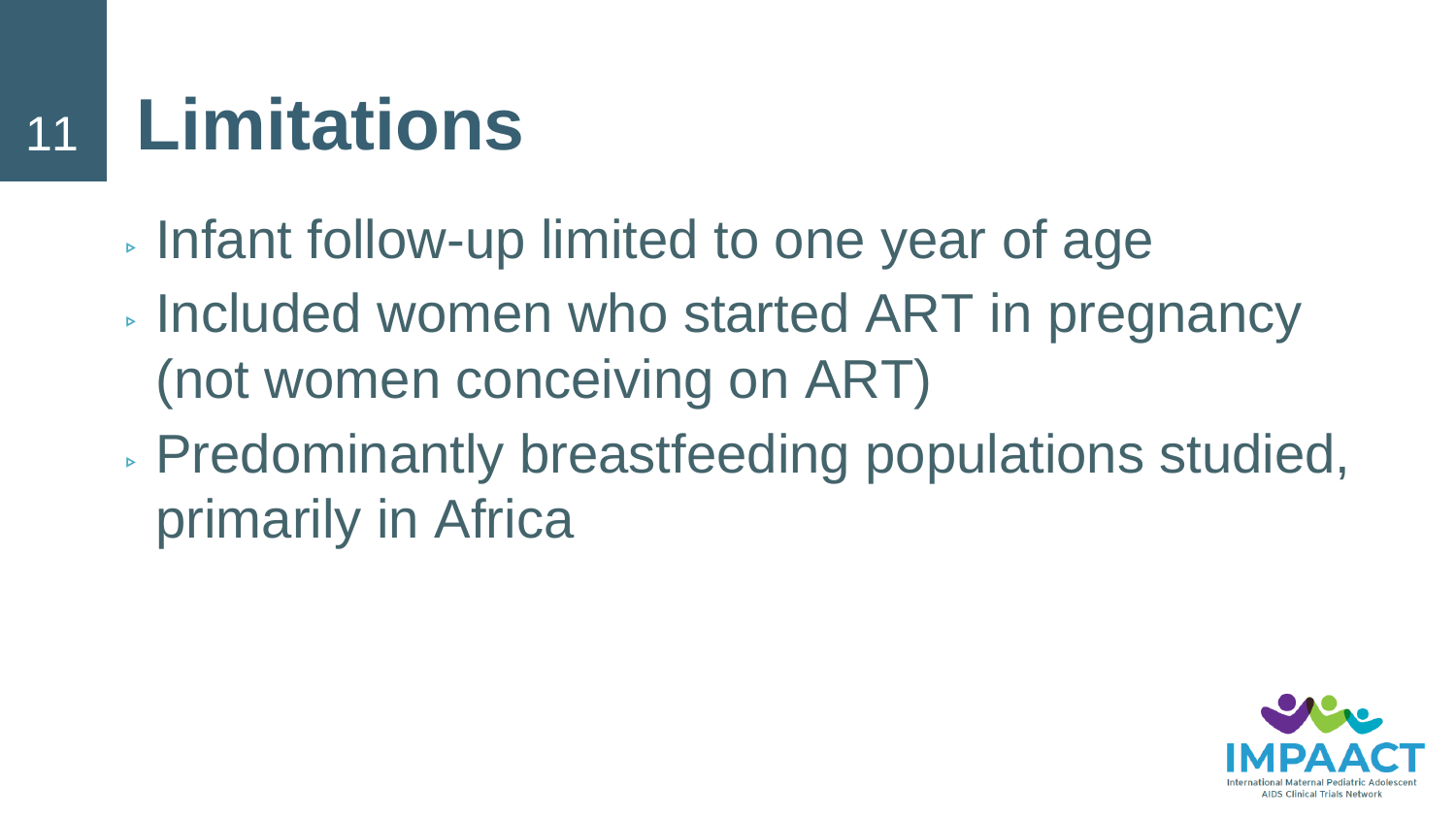# Limitations

- Infant follow-up limited to one year of age
- Included women who started ART in pregnancy (not women conceiving on ART)
- Predominantly breastfeeding populations studied, primarily in Africa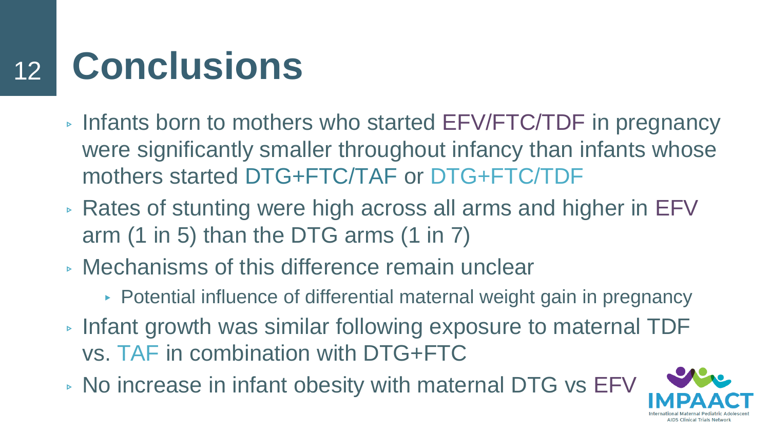# Conclusions

- Infants born to mothers who started EFV/FTC/TDF in pregnancy were significantly smaller throughout infancy than infants whose mothers started DTG+FTC/TAF or DTG+FTC/TDF
- Rates of stunting were high across all arms and higher in EFV arm (1 in 5) than the DTG arms (1 in 7)
- Mechanisms of this difference remain unclear
  - Potential influence of differential maternal weight gain in pregnancy
- Infant growth was similar following exposure to maternal TDF vs. TAF in combination with DTG+FTC
- No increase in infant obesity with maternal DTG vs EFV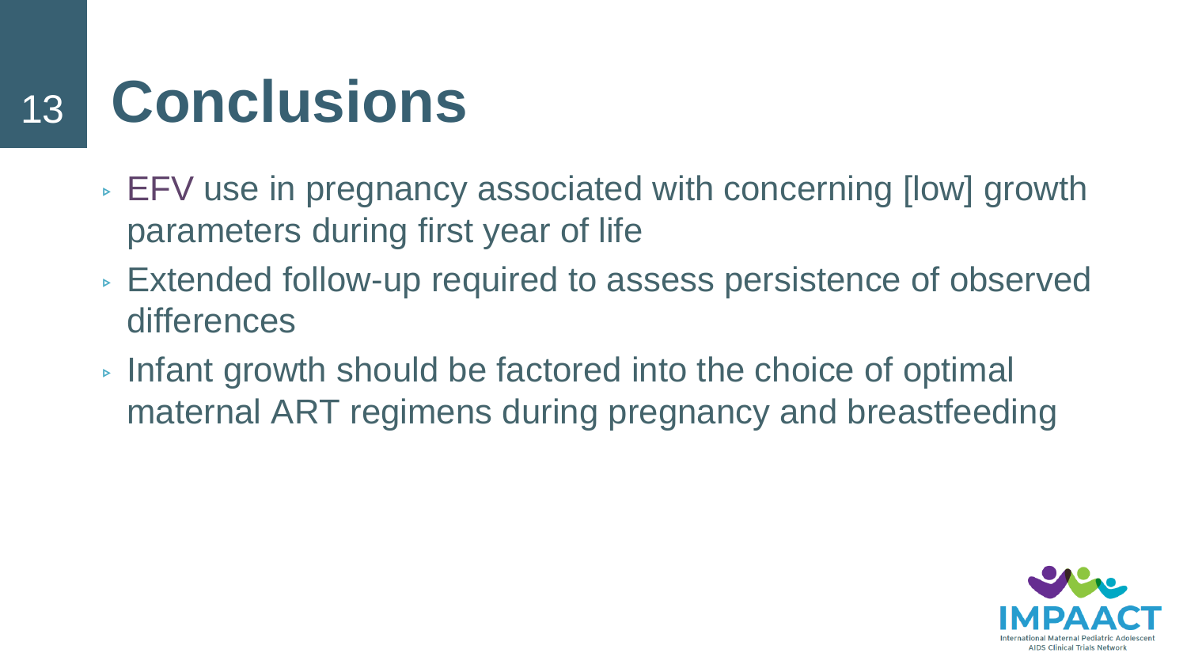# Conclusions

- EFV use in pregnancy associated with concerning [low] growth parameters during first year of life
- Extended follow-up required to assess persistence of observed differences
- Infant growth should be factored into the choice of optimal maternal ART regimens during pregnancy and breastfeeding

IMPAACT
International Maternal Pediatric Adolescent AIDS Clinical Trials Network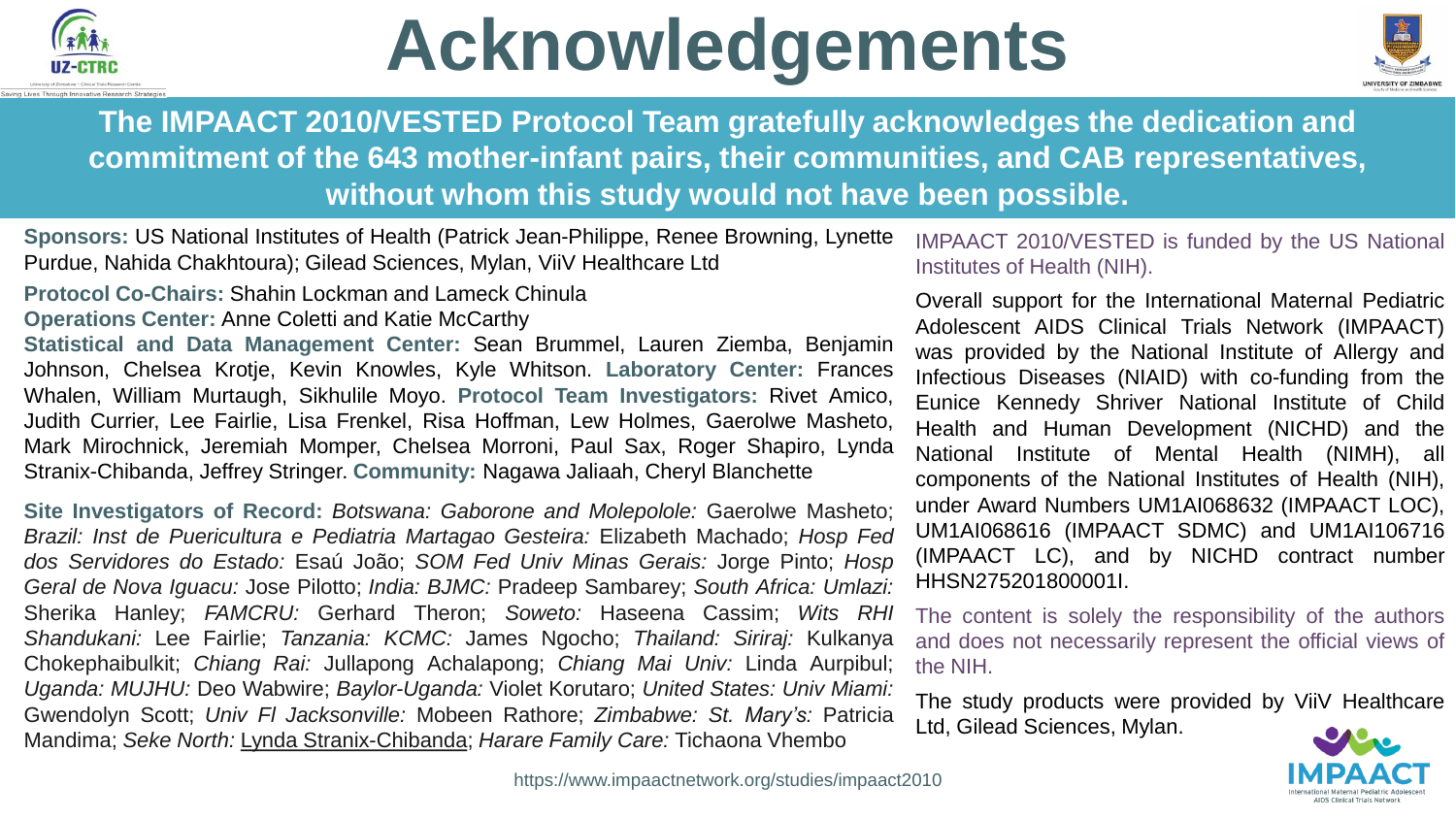# Acknowledgements

**The IMPAACT 2010/VESTED Protocol Team gratefully acknowledges the dedication and commitment of the 643 mother-infant pairs, their communities, and CAB representatives, without whom this study would not have been possible.**

**Sponsors:** US National Institutes of Health (Patrick Jean-Philippe, Renee Browning, Lynette Purdue, Nahida Chakhtoura); Gilead Sciences, Mylan, ViiV Healthcare Ltd

**Protocol Co-Chairs:** Shahin Lockman and Lameck Chinula

**Operations Center:** Anne Coletti and Katie McCarthy

**Statistical and Data Management Center:** Sean Brummel, Lauren Ziemba, Benjamin Johnson, Chelsea Krotje, Kevin Knowles, Kyle Whitson. **Laboratory Center:** Frances Whalen, William Murtaugh, Sikhulile Moyo. **Protocol Team Investigators:** Rivet Amico, Judith Currier, Lee Fairlie, Lisa Frenkel, Risa Hoffman, Lew Holmes, Gaerolwe Masheto, Mark Mirochnick, Jeremiah Momper, Chelsea Morroni, Paul Sax, Roger Shapiro, Lynda Stranix-Chibanda, Jeffrey Stringer. **Community:** Nagawa Jaliaah, Cheryl Blanchette

**Site Investigators of Record:** *Botswana: Gaborone and Molepolole:* Gaerolwe Masheto; *Brazil: Inst de Puericultura e Pediatria Martagao Gesteira:* Elizabeth Machado; *Hosp Fed dos Servidores do Estado:* Esaú João; *SOM Fed Univ Minas Gerais:* Jorge Pinto; *Hosp Geral de Nova Iguacu:* Jose Pilotto; *India: BJMC:* Pradeep Sambarey; *South Africa: Umlazi:* Sherika Hanley; *FAMCRU:* Gerhard Theron; *Soweto:* Haseena Cassim; *Wits RHI Shandukani:* Lee Fairlie; *Tanzania: KCMC:* James Ngocho; *Thailand: Siriraj:* Kulkanya Chokephaibulkit; *Chiang Rai:* Jullapong Achalapong; *Chiang Mai Univ:* Linda Aurpibul; *Uganda: MUJHU:* Deo Wabwire; *Baylor-Uganda:* Violet Korutaro; *United States: Univ Miami:* Gwendolyn Scott; *Univ Fl Jacksonville:* Mobeen Rathore; *Zimbabwe: St. Mary's:* Patricia Mandima; *Seke North:* Lynda Stranix-Chibanda; *Harare Family Care:* Tichaona Vhembo

IMPAACT 2010/VESTED is funded by the US National Institutes of Health (NIH).

Overall support for the International Maternal Pediatric Adolescent AIDS Clinical Trials Network (IMPAACT) was provided by the National Institute of Allergy and Infectious Diseases (NIAID) with co-funding from the Eunice Kennedy Shriver National Institute of Child Health and Human Development (NICHD) and the National Institute of Mental Health (NIMH), all components of the National Institutes of Health (NIH), under Award Numbers UM1AI068632 (IMPAACT LOC), UM1AI068616 (IMPAACT SDMC) and UM1AI106716 (IMPAACT LC), and by NICHD contract number HHSN275201800001I.

The content is solely the responsibility of the authors and does not necessarily represent the official views of the NIH.

The study products were provided by ViiV Healthcare Ltd, Gilead Sciences, Mylan.

https://www.impaactnetwork.org/studies/impaact2010